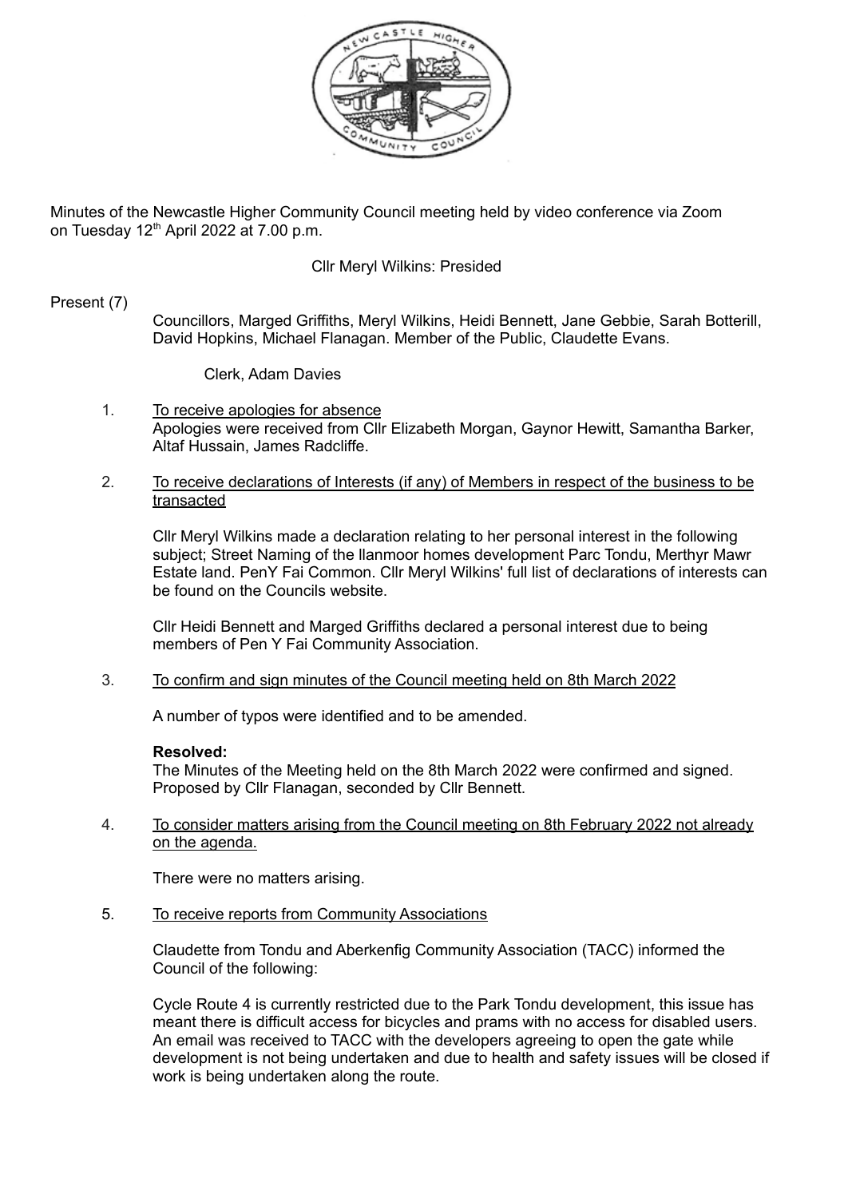Minutes of the Newcastle Higher Community Council meeting held by video conference via Zoom on Tuesday 12th April 2022 at 7.00 p.m.

Cllr Meryl Wilkins: Presided

Present (7)

Councillors, Marged Griffiths, Meryl Wilkins, Heidi Bennett, Jane Gebbie, Sarah Botterill, David Hopkins, Michael Flanagan. Member of the Public, Claudette Evans.

Clerk, Adam Davies

1. To receive apologies for absence

   Apologies were received from Cllr Elizabeth Morgan, Gaynor Hewitt, Samantha Barker, Altaf Hussain, James Radcliffe.

2. To receive declarations of Interests (if any) of Members in respect of the business to be transacted

   Cllr Meryl Wilkins made a declaration relating to her personal interest in the following subject; Street Naming of the llanmoor homes development Parc Tondu, Merthyr Mawr Estate land. PenY Fai Common. Cllr Meryl Wilkins' full list of declarations of interests can be found on the Councils website.

   Cllr Heidi Bennett and Marged Griffiths declared a personal interest due to being members of Pen Y Fai Community Association.

3. To confirm and sign minutes of the Council meeting held on 8th March 2022

   A number of typos were identified and to be amended.

   **Resolved:**
   The Minutes of the Meeting held on the 8th March 2022 were confirmed and signed. Proposed by Cllr Flanagan, seconded by Cllr Bennett.

4. To consider matters arising from the Council meeting on 8th February 2022 not already on the agenda.

   There were no matters arising.

5. To receive reports from Community Associations

   Claudette from Tondu and Aberkenfig Community Association (TACC) informed the Council of the following:

   Cycle Route 4 is currently restricted due to the Park Tondu development, this issue has meant there is difficult access for bicycles and prams with no access for disabled users. An email was received to TACC with the developers agreeing to open the gate while development is not being undertaken and due to health and safety issues will be closed if work is being undertaken along the route.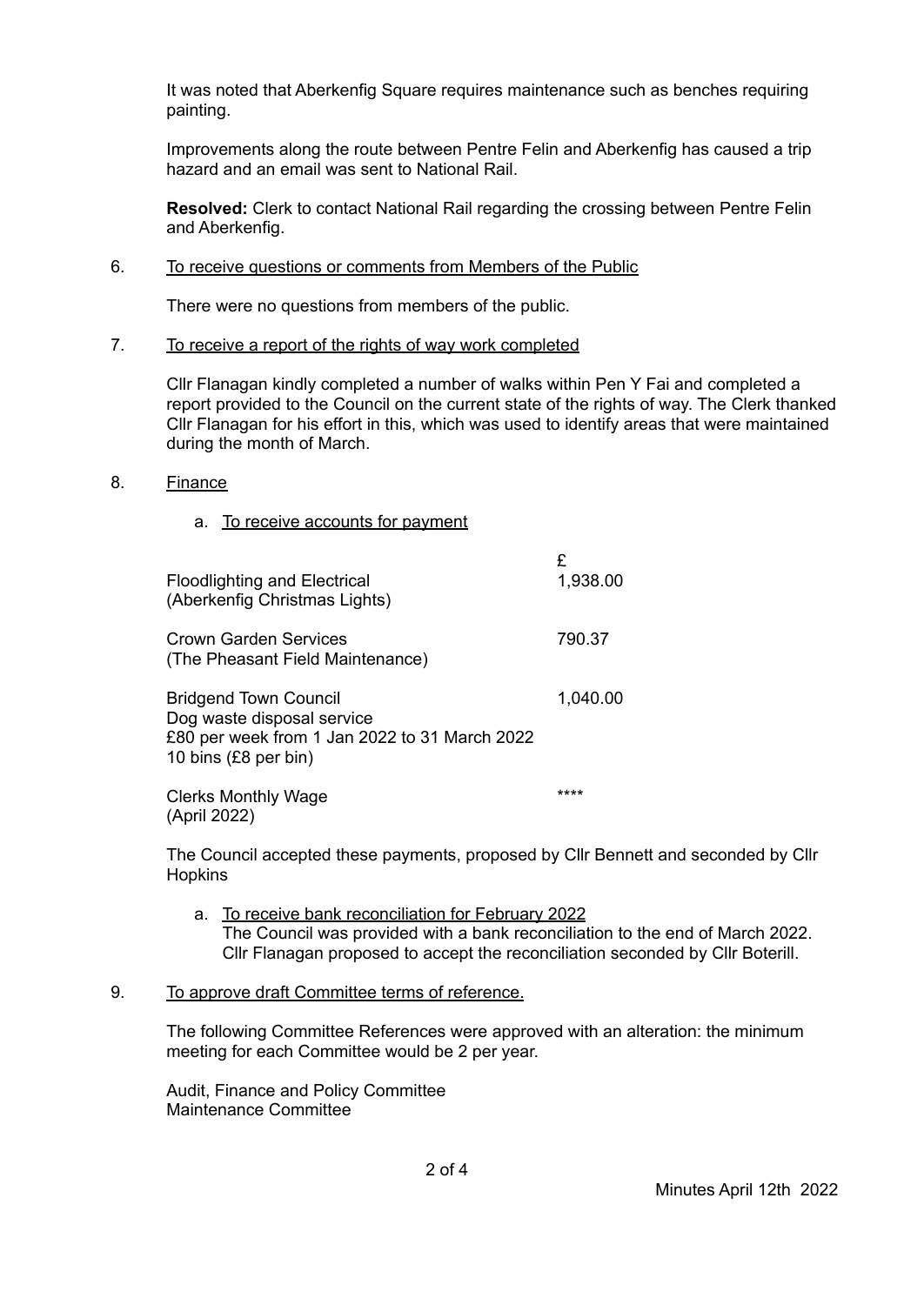It was noted that Aberkenfig Square requires maintenance such as benches requiring painting.

Improvements along the route between Pentre Felin and Aberkenfig has caused a trip hazard and an email was sent to National Rail.

**Resolved:** Clerk to contact National Rail regarding the crossing between Pentre Felin and Aberkenfig.

6. To receive questions or comments from Members of the Public

There were no questions from members of the public.

7. To receive a report of the rights of way work completed

Cllr Flanagan kindly completed a number of walks within Pen Y Fai and completed a report provided to the Council on the current state of the rights of way. The Clerk thanked Cllr Flanagan for his effort in this, which was used to identify areas that were maintained during the month of March.

8. Finance

a. To receive accounts for payment

| | £ |
|---|---|
| Floodlighting and Electrical<br>(Aberkenfig Christmas Lights) | 1,938.00 |
| Crown Garden Services<br>(The Pheasant Field Maintenance) | 790.37 |
| Bridgend Town Council<br>Dog waste disposal service<br>£80 per week from 1 Jan 2022 to 31 March 2022<br>10 bins (£8 per bin) | 1,040.00 |
| Clerks Monthly Wage<br>(April 2022) | **** |

The Council accepted these payments, proposed by Cllr Bennett and seconded by Cllr Hopkins

a. To receive bank reconciliation for February 2022
The Council was provided with a bank reconciliation to the end of March 2022. Cllr Flanagan proposed to accept the reconciliation seconded by Cllr Boterill.

9. To approve draft Committee terms of reference.

The following Committee References were approved with an alteration: the minimum meeting for each Committee would be 2 per year.

Audit, Finance and Policy Committee
Maintenance Committee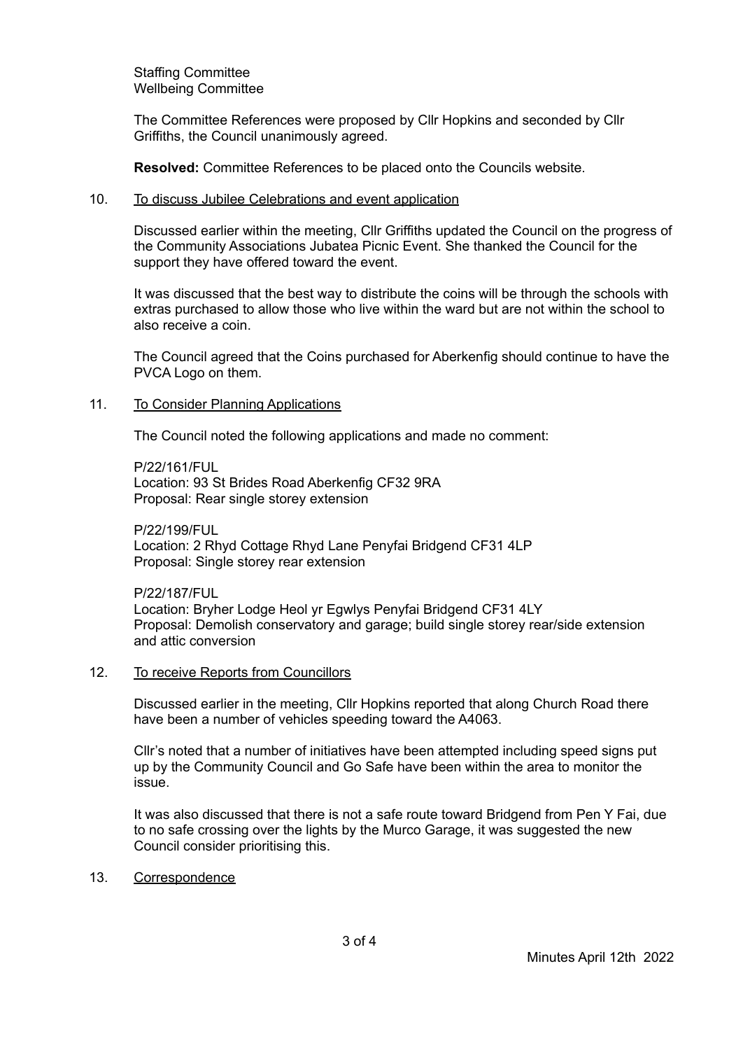Staffing Committee
Wellbeing Committee

The Committee References were proposed by Cllr Hopkins and seconded by Cllr Griffiths, the Council unanimously agreed.

**Resolved:** Committee References to be placed onto the Councils website.

10. To discuss Jubilee Celebrations and event application

Discussed earlier within the meeting, Cllr Griffiths updated the Council on the progress of the Community Associations Jubatea Picnic Event. She thanked the Council for the support they have offered toward the event.

It was discussed that the best way to distribute the coins will be through the schools with extras purchased to allow those who live within the ward but are not within the school to also receive a coin.

The Council agreed that the Coins purchased for Aberkenfig should continue to have the PVCA Logo on them.

11. To Consider Planning Applications

The Council noted the following applications and made no comment:

P/22/161/FUL
Location: 93 St Brides Road Aberkenfig CF32 9RA
Proposal: Rear single storey extension

P/22/199/FUL
Location: 2 Rhyd Cottage Rhyd Lane Penyfai Bridgend CF31 4LP
Proposal: Single storey rear extension

P/22/187/FUL
Location: Bryher Lodge Heol yr Egwlys Penyfai Bridgend CF31 4LY
Proposal: Demolish conservatory and garage; build single storey rear/side extension and attic conversion

12. To receive Reports from Councillors

Discussed earlier in the meeting, Cllr Hopkins reported that along Church Road there have been a number of vehicles speeding toward the A4063.

Cllr's noted that a number of initiatives have been attempted including speed signs put up by the Community Council and Go Safe have been within the area to monitor the issue.

It was also discussed that there is not a safe route toward Bridgend from Pen Y Fai, due to no safe crossing over the lights by the Murco Garage, it was suggested the new Council consider prioritising this.

13. Correspondence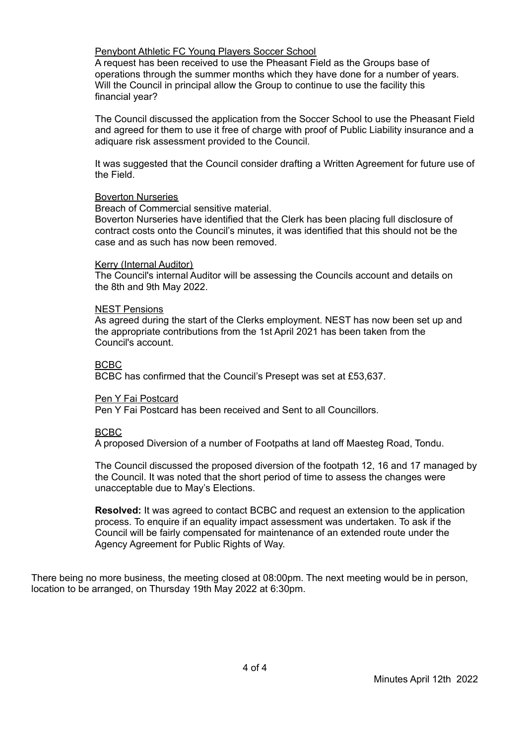Penybont Athletic FC Young Players Soccer School

A request has been received to use the Pheasant Field as the Groups base of operations through the summer months which they have done for a number of years. Will the Council in principal allow the Group to continue to use the facility this financial year?

The Council discussed the application from the Soccer School to use the Pheasant Field and agreed for them to use it free of charge with proof of Public Liability insurance and a adiquare risk assessment provided to the Council.

It was suggested that the Council consider drafting a Written Agreement for future use of the Field.

Boverton Nurseries

Breach of Commercial sensitive material.

Boverton Nurseries have identified that the Clerk has been placing full disclosure of contract costs onto the Council's minutes, it was identified that this should not be the case and as such has now been removed.

Kerry (Internal Auditor)

The Council's internal Auditor will be assessing the Councils account and details on the 8th and 9th May 2022.

NEST Pensions

As agreed during the start of the Clerks employment. NEST has now been set up and the appropriate contributions from the 1st April 2021 has been taken from the Council's account.

BCBC

BCBC has confirmed that the Council's Presept was set at £53,637.

Pen Y Fai Postcard

Pen Y Fai Postcard has been received and Sent to all Councillors.

BCBC

A proposed Diversion of a number of Footpaths at land off Maesteg Road, Tondu.

The Council discussed the proposed diversion of the footpath 12, 16 and 17 managed by the Council. It was noted that the short period of time to assess the changes were unacceptable due to May's Elections.

**Resolved:** It was agreed to contact BCBC and request an extension to the application process. To enquire if an equality impact assessment was undertaken. To ask if the Council will be fairly compensated for maintenance of an extended route under the Agency Agreement for Public Rights of Way.

There being no more business, the meeting closed at 08:00pm. The next meeting would be in person, location to be arranged, on Thursday 19th May 2022 at 6:30pm.